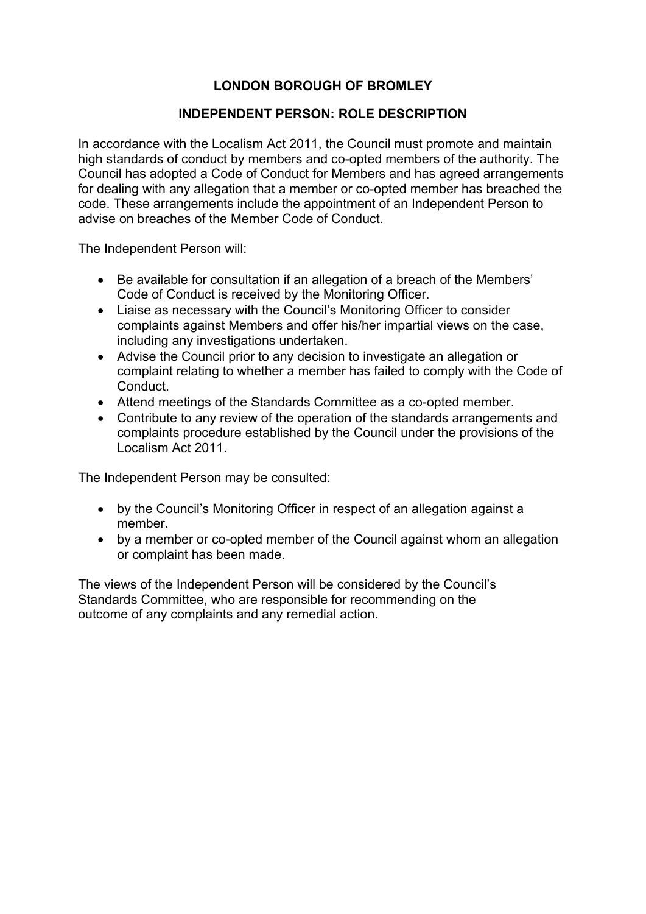**LONDON BOROUGH OF BROMLEY**

**INDEPENDENT PERSON: ROLE DESCRIPTION**

In accordance with the Localism Act 2011, the Council must promote and maintain high standards of conduct by members and co-opted members of the authority. The Council has adopted a Code of Conduct for Members and has agreed arrangements for dealing with any allegation that a member or co-opted member has breached the code. These arrangements include the appointment of an Independent Person to advise on breaches of the Member Code of Conduct.

The Independent Person will:

- Be available for consultation if an allegation of a breach of the Members' Code of Conduct is received by the Monitoring Officer.
- Liaise as necessary with the Council's Monitoring Officer to consider complaints against Members and offer his/her impartial views on the case, including any investigations undertaken.
- Advise the Council prior to any decision to investigate an allegation or complaint relating to whether a member has failed to comply with the Code of Conduct.
- Attend meetings of the Standards Committee as a co-opted member.
- Contribute to any review of the operation of the standards arrangements and complaints procedure established by the Council under the provisions of the Localism Act 2011.

The Independent Person may be consulted:

- by the Council's Monitoring Officer in respect of an allegation against a member.
- by a member or co-opted member of the Council against whom an allegation or complaint has been made.

The views of the Independent Person will be considered by the Council's Standards Committee, who are responsible for recommending on the outcome of any complaints and any remedial action.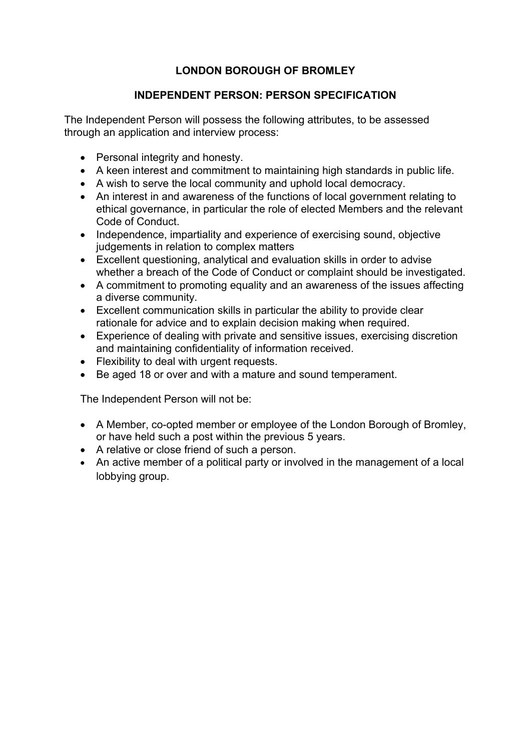**LONDON BOROUGH OF BROMLEY**

**INDEPENDENT PERSON: PERSON SPECIFICATION**

The Independent Person will possess the following attributes, to be assessed through an application and interview process:

- Personal integrity and honesty.
- A keen interest and commitment to maintaining high standards in public life.
- A wish to serve the local community and uphold local democracy.
- An interest in and awareness of the functions of local government relating to ethical governance, in particular the role of elected Members and the relevant Code of Conduct.
- Independence, impartiality and experience of exercising sound, objective judgements in relation to complex matters
- Excellent questioning, analytical and evaluation skills in order to advise whether a breach of the Code of Conduct or complaint should be investigated.
- A commitment to promoting equality and an awareness of the issues affecting a diverse community.
- Excellent communication skills in particular the ability to provide clear rationale for advice and to explain decision making when required.
- Experience of dealing with private and sensitive issues, exercising discretion and maintaining confidentiality of information received.
- Flexibility to deal with urgent requests.
- Be aged 18 or over and with a mature and sound temperament.

The Independent Person will not be:

- A Member, co-opted member or employee of the London Borough of Bromley, or have held such a post within the previous 5 years.
- A relative or close friend of such a person.
- An active member of a political party or involved in the management of a local lobbying group.